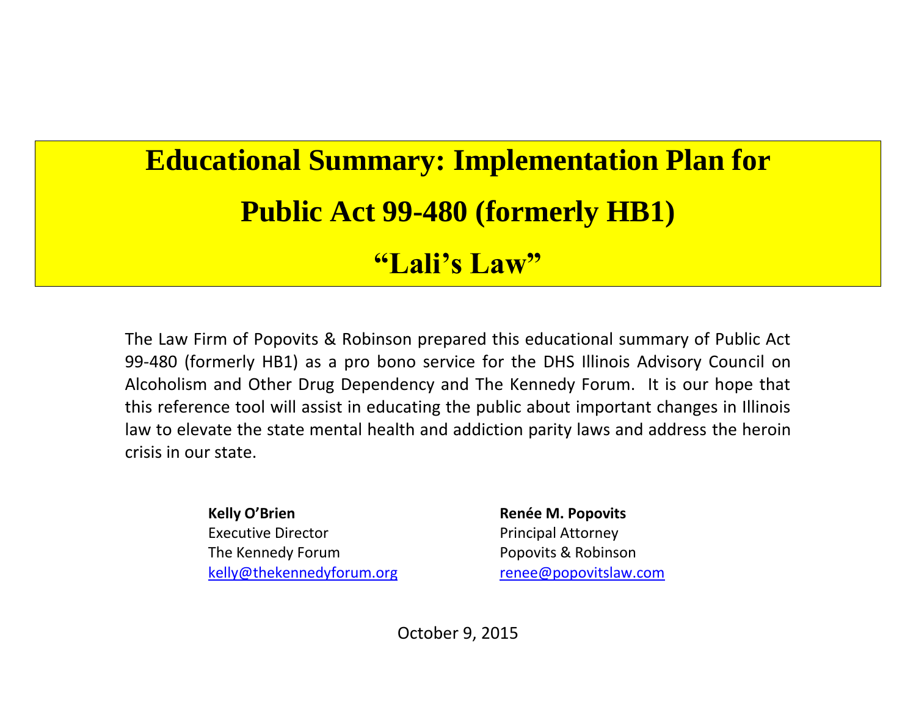# Educational Summary: Implementation Plan for Public Act 99-480 (formerly HB1)

# "Lali's Law"

The Law Firm of Popovits & Robinson prepared this educational summary of Public Act 99-480 (formerly HB1) as a pro bono service for the DHS Illinois Advisory Council on Alcoholism and Other Drug Dependency and The Kennedy Forum. It is our hope that this reference tool will assist in educating the public about important changes in Illinois law to elevate the state mental health and addiction parity laws and address the heroin crisis in our state.

**Kelly O'Brien**
Executive Director
The Kennedy Forum
kelly@thekennedyforum.org

**Renée M. Popovits**
Principal Attorney
Popovits & Robinson
renee@popovitslaw.com

October 9, 2015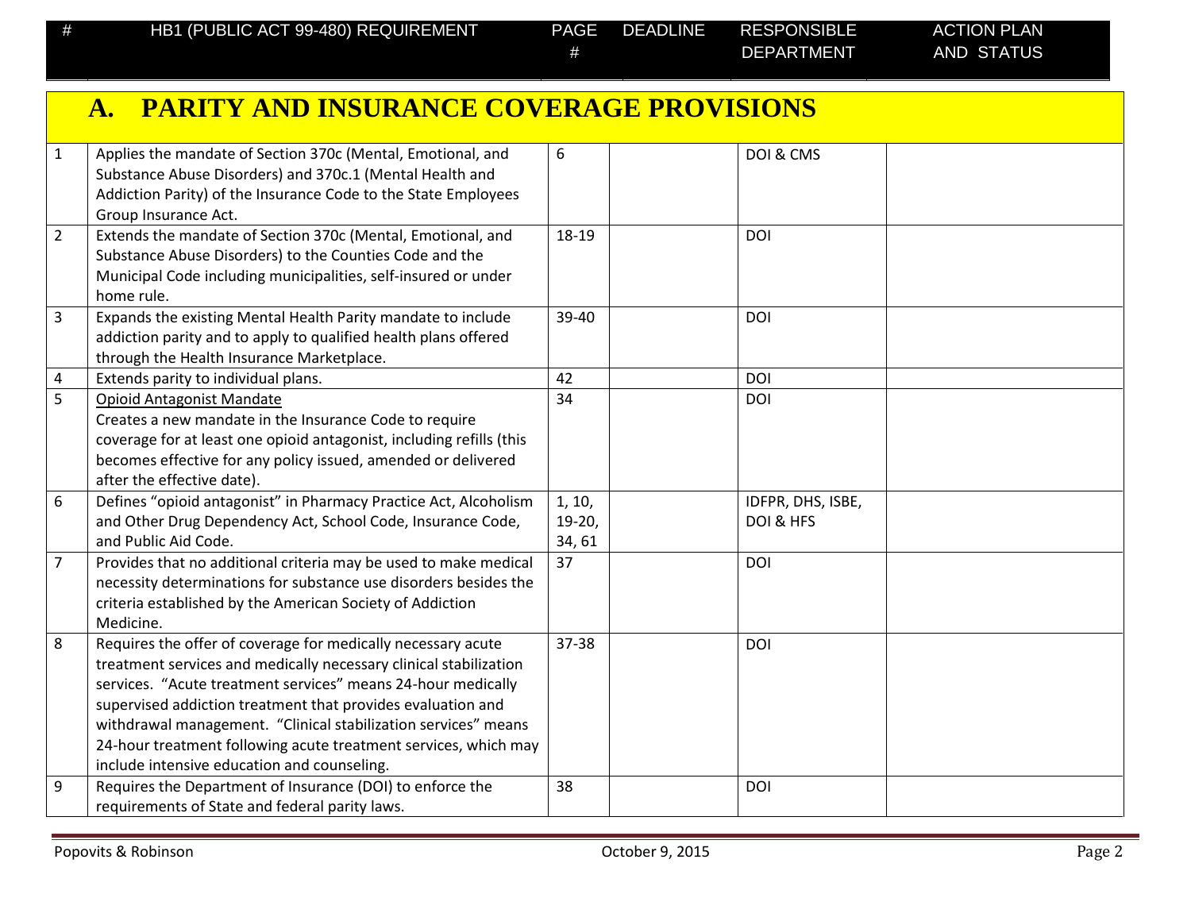| # | HB1 (PUBLIC ACT 99-480) REQUIREMENT | PAGE # | DEADLINE | RESPONSIBLE DEPARTMENT | ACTION PLAN AND STATUS |
|---|---|---|---|---|---|
| **A.** | **PARITY AND INSURANCE COVERAGE PROVISIONS** | | | | |
| 1 | Applies the mandate of Section 370c (Mental, Emotional, and Substance Abuse Disorders) and 370c.1 (Mental Health and Addiction Parity) of the Insurance Code to the State Employees Group Insurance Act. | 6 | | DOI & CMS | |
| 2 | Extends the mandate of Section 370c (Mental, Emotional, and Substance Abuse Disorders) to the Counties Code and the Municipal Code including municipalities, self-insured or under home rule. | 18-19 | | DOI | |
| 3 | Expands the existing Mental Health Parity mandate to include addiction parity and to apply to qualified health plans offered through the Health Insurance Marketplace. | 39-40 | | DOI | |
| 4 | Extends parity to individual plans. | 42 | | DOI | |
| 5 | Opioid Antagonist Mandate<br>Creates a new mandate in the Insurance Code to require coverage for at least one opioid antagonist, including refills (this becomes effective for any policy issued, amended or delivered after the effective date). | 34 | | DOI | |
| 6 | Defines "opioid antagonist" in Pharmacy Practice Act, Alcoholism and Other Drug Dependency Act, School Code, Insurance Code, and Public Aid Code. | 1, 10, 19-20, 34, 61 | | IDFPR, DHS, ISBE, DOI & HFS | |
| 7 | Provides that no additional criteria may be used to make medical necessity determinations for substance use disorders besides the criteria established by the American Society of Addiction Medicine. | 37 | | DOI | |
| 8 | Requires the offer of coverage for medically necessary acute treatment services and medically necessary clinical stabilization services. "Acute treatment services" means 24-hour medically supervised addiction treatment that provides evaluation and withdrawal management. "Clinical stabilization services" means 24-hour treatment following acute treatment services, which may include intensive education and counseling. | 37-38 | | DOI | |
| 9 | Requires the Department of Insurance (DOI) to enforce the requirements of State and federal parity laws. | 38 | | DOI | |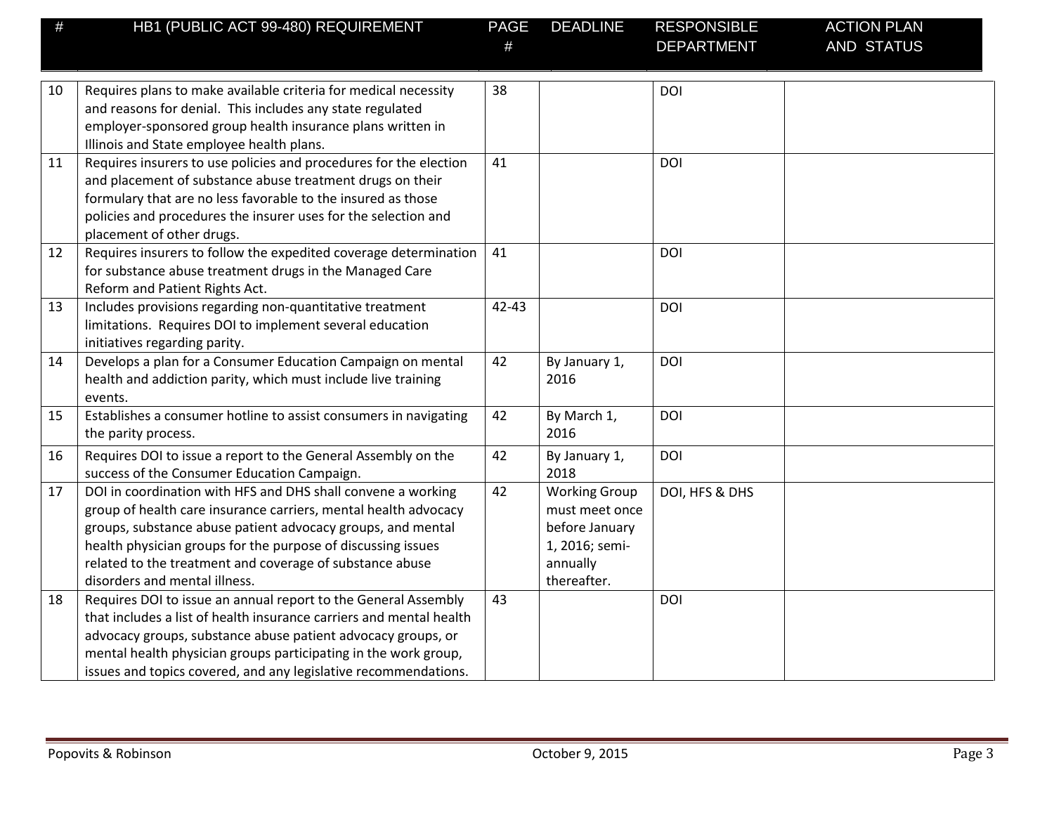| # | HB1 (PUBLIC ACT 99-480) REQUIREMENT | PAGE # | DEADLINE | RESPONSIBLE DEPARTMENT | ACTION PLAN AND STATUS |
|---|---|---|---|---|---|
| 10 | Requires plans to make available criteria for medical necessity and reasons for denial. This includes any state regulated employer-sponsored group health insurance plans written in Illinois and State employee health plans. | 38 | | DOI | |
| 11 | Requires insurers to use policies and procedures for the election and placement of substance abuse treatment drugs on their formulary that are no less favorable to the insured as those policies and procedures the insurer uses for the selection and placement of other drugs. | 41 | | DOI | |
| 12 | Requires insurers to follow the expedited coverage determination for substance abuse treatment drugs in the Managed Care Reform and Patient Rights Act. | 41 | | DOI | |
| 13 | Includes provisions regarding non-quantitative treatment limitations. Requires DOI to implement several education initiatives regarding parity. | 42-43 | | DOI | |
| 14 | Develops a plan for a Consumer Education Campaign on mental health and addiction parity, which must include live training events. | 42 | By January 1, 2016 | DOI | |
| 15 | Establishes a consumer hotline to assist consumers in navigating the parity process. | 42 | By March 1, 2016 | DOI | |
| 16 | Requires DOI to issue a report to the General Assembly on the success of the Consumer Education Campaign. | 42 | By January 1, 2018 | DOI | |
| 17 | DOI in coordination with HFS and DHS shall convene a working group of health care insurance carriers, mental health advocacy groups, substance abuse patient advocacy groups, and mental health physician groups for the purpose of discussing issues related to the treatment and coverage of substance abuse disorders and mental illness. | 42 | Working Group must meet once before January 1, 2016; semi-annually thereafter. | DOI, HFS & DHS | |
| 18 | Requires DOI to issue an annual report to the General Assembly that includes a list of health insurance carriers and mental health advocacy groups, substance abuse patient advocacy groups, or mental health physician groups participating in the work group, issues and topics covered, and any legislative recommendations. | 43 | | DOI | |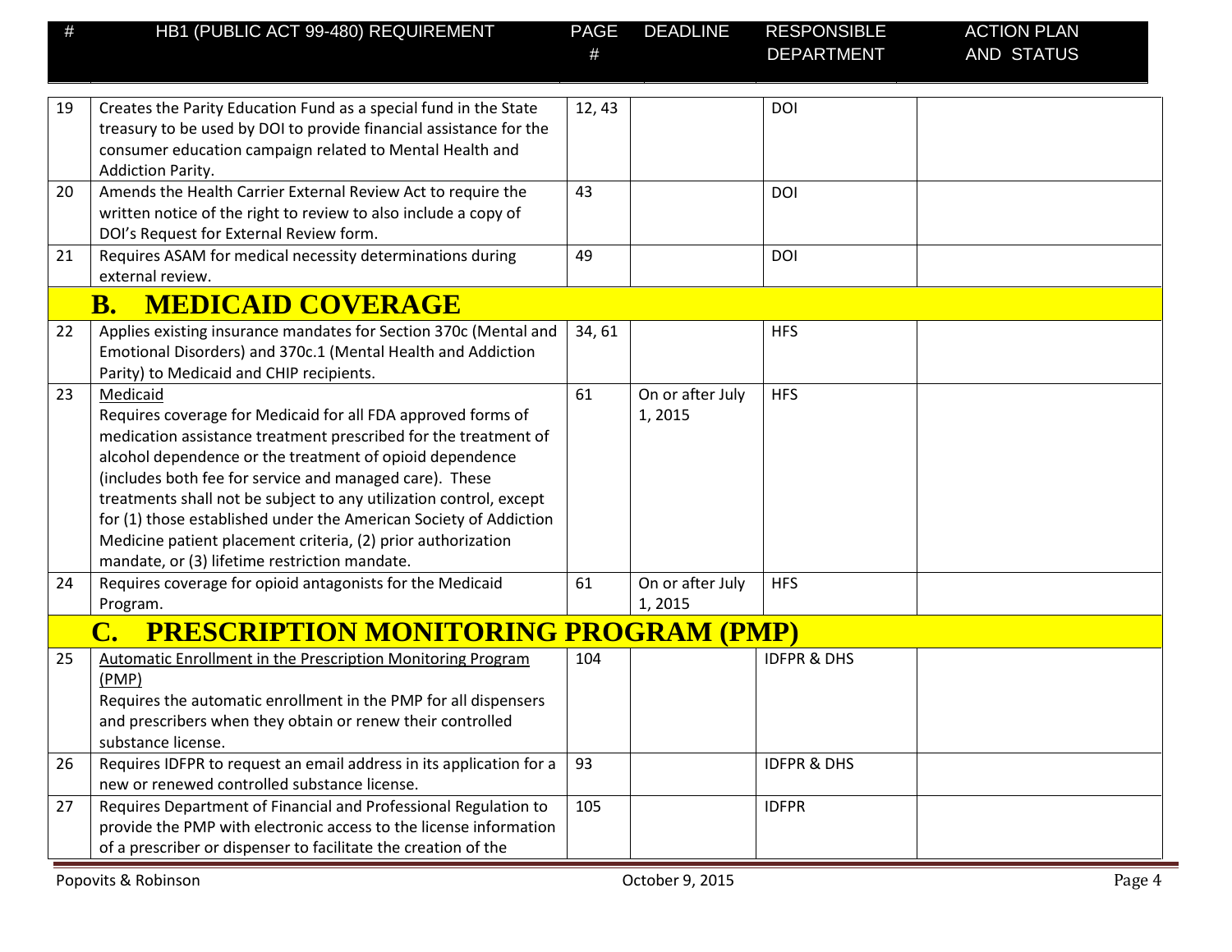| # | HB1 (PUBLIC ACT 99-480) REQUIREMENT | PAGE # | DEADLINE | RESPONSIBLE DEPARTMENT | ACTION PLAN AND STATUS |
|---|---|---|---|---|---|
| 19 | Creates the Parity Education Fund as a special fund in the State treasury to be used by DOI to provide financial assistance for the consumer education campaign related to Mental Health and Addiction Parity. | 12, 43 | | DOI | |
| 20 | Amends the Health Carrier External Review Act to require the written notice of the right to review to also include a copy of DOI's Request for External Review form. | 43 | | DOI | |
| 21 | Requires ASAM for medical necessity determinations during external review. | 49 | | DOI | |
| | **B. MEDICAID COVERAGE** | | | | |
| 22 | Applies existing insurance mandates for Section 370c (Mental and Emotional Disorders) and 370c.1 (Mental Health and Addiction Parity) to Medicaid and CHIP recipients. | 34, 61 | | HFS | |
| 23 | Medicaid<br>Requires coverage for Medicaid for all FDA approved forms of medication assistance treatment prescribed for the treatment of alcohol dependence or the treatment of opioid dependence (includes both fee for service and managed care). These treatments shall not be subject to any utilization control, except for (1) those established under the American Society of Addiction Medicine patient placement criteria, (2) prior authorization mandate, or (3) lifetime restriction mandate. | 61 | On or after July 1, 2015 | HFS | |
| 24 | Requires coverage for opioid antagonists for the Medicaid Program. | 61 | On or after July 1, 2015 | HFS | |
| | **C. PRESCRIPTION MONITORING PROGRAM (PMP)** | | | | |
| 25 | Automatic Enrollment in the Prescription Monitoring Program (PMP)<br>Requires the automatic enrollment in the PMP for all dispensers and prescribers when they obtain or renew their controlled substance license. | 104 | | IDFPR & DHS | |
| 26 | Requires IDFPR to request an email address in its application for a new or renewed controlled substance license. | 93 | | IDFPR & DHS | |
| 27 | Requires Department of Financial and Professional Regulation to provide the PMP with electronic access to the license information of a prescriber or dispenser to facilitate the creation of the | 105 | | IDFPR | |

Popovits & Robinson October 9, 2015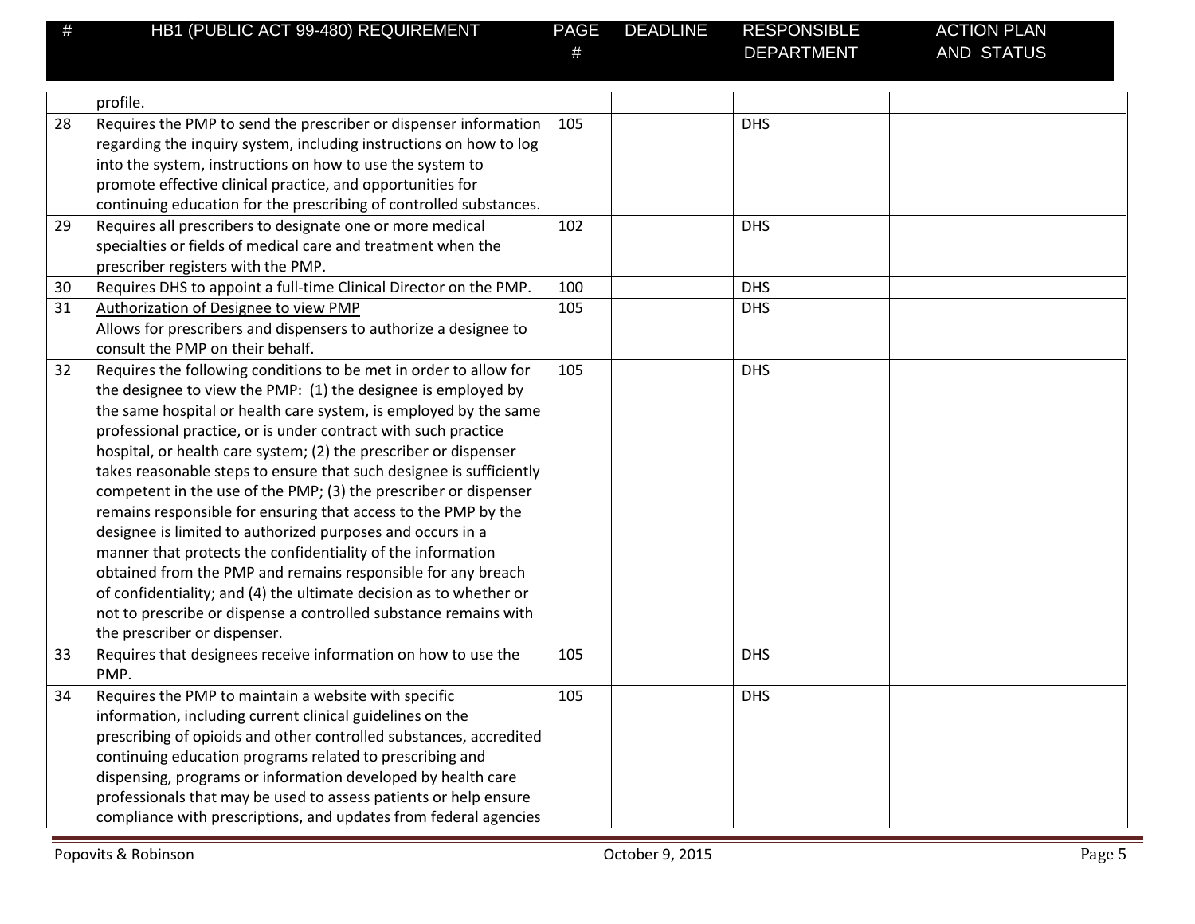| # | HB1 (PUBLIC ACT 99-480) REQUIREMENT | PAGE # | DEADLINE | RESPONSIBLE DEPARTMENT | ACTION PLAN AND STATUS |
|---|---|---|---|---|---|
| | profile. | | | | |
| 28 | Requires the PMP to send the prescriber or dispenser information regarding the inquiry system, including instructions on how to log into the system, instructions on how to use the system to promote effective clinical practice, and opportunities for continuing education for the prescribing of controlled substances. | 105 | | DHS | |
| 29 | Requires all prescribers to designate one or more medical specialties or fields of medical care and treatment when the prescriber registers with the PMP. | 102 | | DHS | |
| 30 | Requires DHS to appoint a full-time Clinical Director on the PMP. | 100 | | DHS | |
| 31 | <u>Authorization of Designee to view PMP</u><br>Allows for prescribers and dispensers to authorize a designee to consult the PMP on their behalf. | 105 | | DHS | |
| 32 | Requires the following conditions to be met in order to allow for the designee to view the PMP: (1) the designee is employed by the same hospital or health care system, is employed by the same professional practice, or is under contract with such practice hospital, or health care system; (2) the prescriber or dispenser takes reasonable steps to ensure that such designee is sufficiently competent in the use of the PMP; (3) the prescriber or dispenser remains responsible for ensuring that access to the PMP by the designee is limited to authorized purposes and occurs in a manner that protects the confidentiality of the information obtained from the PMP and remains responsible for any breach of confidentiality; and (4) the ultimate decision as to whether or not to prescribe or dispense a controlled substance remains with the prescriber or dispenser. | 105 | | DHS | |
| 33 | Requires that designees receive information on how to use the PMP. | 105 | | DHS | |
| 34 | Requires the PMP to maintain a website with specific information, including current clinical guidelines on the prescribing of opioids and other controlled substances, accredited continuing education programs related to prescribing and dispensing, programs or information developed by health care professionals that may be used to assess patients or help ensure compliance with prescriptions, and updates from federal agencies | 105 | | DHS | |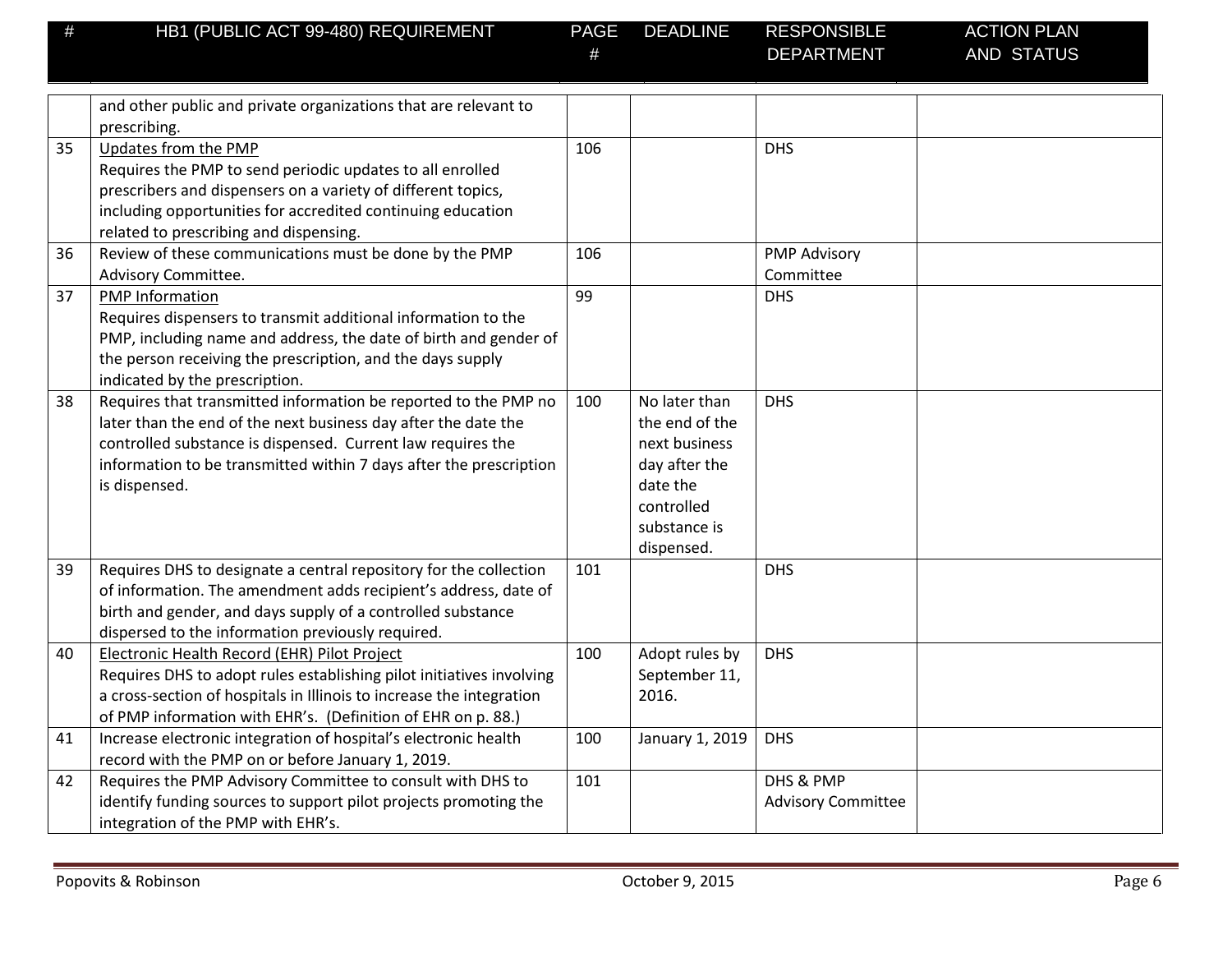| # | HB1 (PUBLIC ACT 99-480) REQUIREMENT | PAGE # | DEADLINE | RESPONSIBLE DEPARTMENT | ACTION PLAN AND STATUS |
|---|---|---|---|---|---|
| | and other public and private organizations that are relevant to prescribing. | | | | |
| 35 | Updates from the PMP<br>Requires the PMP to send periodic updates to all enrolled prescribers and dispensers on a variety of different topics, including opportunities for accredited continuing education related to prescribing and dispensing. | 106 | | DHS | |
| 36 | Review of these communications must be done by the PMP Advisory Committee. | 106 | | PMP Advisory Committee | |
| 37 | PMP Information<br>Requires dispensers to transmit additional information to the PMP, including name and address, the date of birth and gender of the person receiving the prescription, and the days supply indicated by the prescription. | 99 | | DHS | |
| 38 | Requires that transmitted information be reported to the PMP no later than the end of the next business day after the date the controlled substance is dispensed. Current law requires the information to be transmitted within 7 days after the prescription is dispensed. | 100 | No later than the end of the next business day after the date the controlled substance is dispensed. | DHS | |
| 39 | Requires DHS to designate a central repository for the collection of information. The amendment adds recipient's address, date of birth and gender, and days supply of a controlled substance dispersed to the information previously required. | 101 | | DHS | |
| 40 | Electronic Health Record (EHR) Pilot Project<br>Requires DHS to adopt rules establishing pilot initiatives involving a cross-section of hospitals in Illinois to increase the integration of PMP information with EHR's. (Definition of EHR on p. 88.) | 100 | Adopt rules by September 11, 2016. | DHS | |
| 41 | Increase electronic integration of hospital's electronic health record with the PMP on or before January 1, 2019. | 100 | January 1, 2019 | DHS | |
| 42 | Requires the PMP Advisory Committee to consult with DHS to identify funding sources to support pilot projects promoting the integration of the PMP with EHR's. | 101 | | DHS & PMP Advisory Committee | |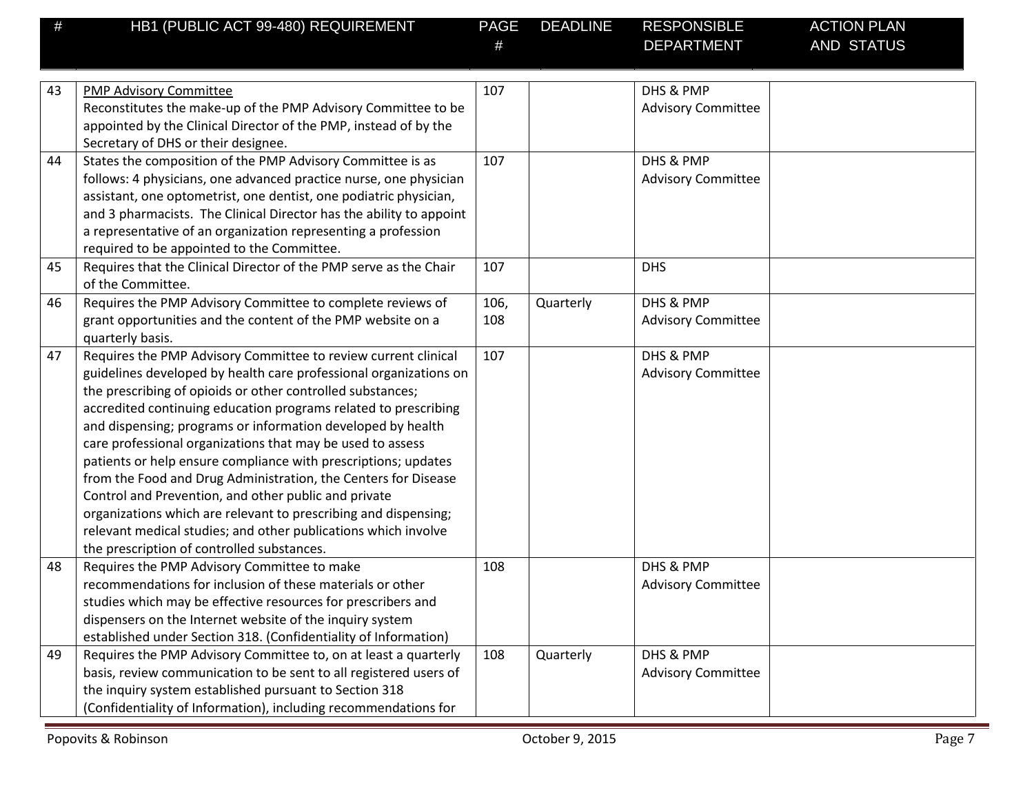| # | HB1 (PUBLIC ACT 99-480) REQUIREMENT | PAGE # | DEADLINE | RESPONSIBLE DEPARTMENT | ACTION PLAN AND STATUS |
|---|---|---|---|---|---|
| 43 | PMP Advisory Committee<br>Reconstitutes the make-up of the PMP Advisory Committee to be appointed by the Clinical Director of the PMP, instead of by the Secretary of DHS or their designee. | 107 | | DHS & PMP Advisory Committee | |
| 44 | States the composition of the PMP Advisory Committee is as follows: 4 physicians, one advanced practice nurse, one physician assistant, one optometrist, one dentist, one podiatric physician, and 3 pharmacists. The Clinical Director has the ability to appoint a representative of an organization representing a profession required to be appointed to the Committee. | 107 | | DHS & PMP Advisory Committee | |
| 45 | Requires that the Clinical Director of the PMP serve as the Chair of the Committee. | 107 | | DHS | |
| 46 | Requires the PMP Advisory Committee to complete reviews of grant opportunities and the content of the PMP website on a quarterly basis. | 106, 108 | Quarterly | DHS & PMP Advisory Committee | |
| 47 | Requires the PMP Advisory Committee to review current clinical guidelines developed by health care professional organizations on the prescribing of opioids or other controlled substances; accredited continuing education programs related to prescribing and dispensing; programs or information developed by health care professional organizations that may be used to assess patients or help ensure compliance with prescriptions; updates from the Food and Drug Administration, the Centers for Disease Control and Prevention, and other public and private organizations which are relevant to prescribing and dispensing; relevant medical studies; and other publications which involve the prescription of controlled substances. | 107 | | DHS & PMP Advisory Committee | |
| 48 | Requires the PMP Advisory Committee to make recommendations for inclusion of these materials or other studies which may be effective resources for prescribers and dispensers on the Internet website of the inquiry system established under Section 318. (Confidentiality of Information) | 108 | | DHS & PMP Advisory Committee | |
| 49 | Requires the PMP Advisory Committee to, on at least a quarterly basis, review communication to be sent to all registered users of the inquiry system established pursuant to Section 318 (Confidentiality of Information), including recommendations for | 108 | Quarterly | DHS & PMP Advisory Committee | |

Popovits & Robinson — October 9, 2015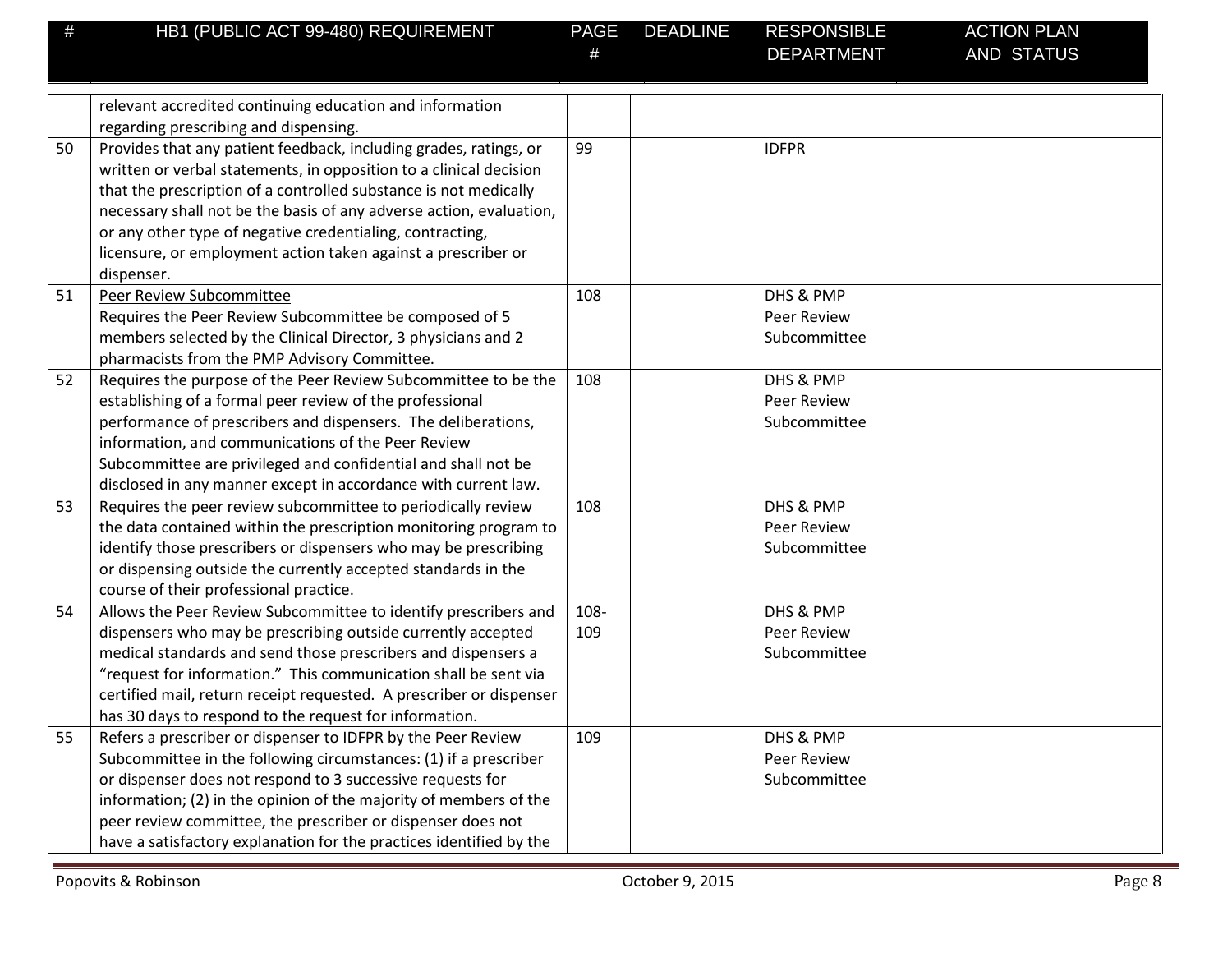| # | HB1 (PUBLIC ACT 99-480) REQUIREMENT | PAGE # | DEADLINE | RESPONSIBLE DEPARTMENT | ACTION PLAN AND STATUS |
|---|---|---|---|---|---|
| | relevant accredited continuing education and information regarding prescribing and dispensing. | | | | |
| 50 | Provides that any patient feedback, including grades, ratings, or written or verbal statements, in opposition to a clinical decision that the prescription of a controlled substance is not medically necessary shall not be the basis of any adverse action, evaluation, or any other type of negative credentialing, contracting, licensure, or employment action taken against a prescriber or dispenser. | 99 | | IDFPR | |
| 51 | Peer Review Subcommittee<br>Requires the Peer Review Subcommittee be composed of 5 members selected by the Clinical Director, 3 physicians and 2 pharmacists from the PMP Advisory Committee. | 108 | | DHS & PMP Peer Review Subcommittee | |
| 52 | Requires the purpose of the Peer Review Subcommittee to be the establishing of a formal peer review of the professional performance of prescribers and dispensers. The deliberations, information, and communications of the Peer Review Subcommittee are privileged and confidential and shall not be disclosed in any manner except in accordance with current law. | 108 | | DHS & PMP Peer Review Subcommittee | |
| 53 | Requires the peer review subcommittee to periodically review the data contained within the prescription monitoring program to identify those prescribers or dispensers who may be prescribing or dispensing outside the currently accepted standards in the course of their professional practice. | 108 | | DHS & PMP Peer Review Subcommittee | |
| 54 | Allows the Peer Review Subcommittee to identify prescribers and dispensers who may be prescribing outside currently accepted medical standards and send those prescribers and dispensers a "request for information." This communication shall be sent via certified mail, return receipt requested. A prescriber or dispenser has 30 days to respond to the request for information. | 108-109 | | DHS & PMP Peer Review Subcommittee | |
| 55 | Refers a prescriber or dispenser to IDFPR by the Peer Review Subcommittee in the following circumstances: (1) if a prescriber or dispenser does not respond to 3 successive requests for information; (2) in the opinion of the majority of members of the peer review committee, the prescriber or dispenser does not have a satisfactory explanation for the practices identified by the | 109 | | DHS & PMP Peer Review Subcommittee | |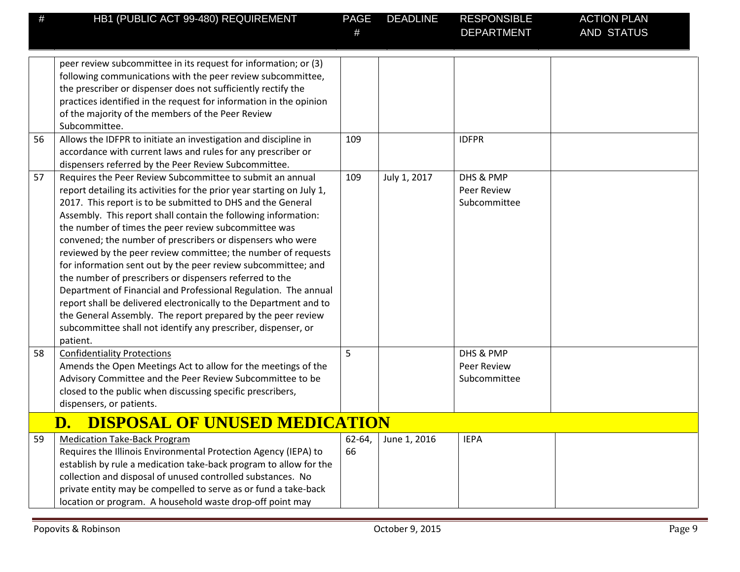| # | HB1 (PUBLIC ACT 99-480) REQUIREMENT | PAGE # | DEADLINE | RESPONSIBLE DEPARTMENT | ACTION PLAN AND STATUS |
|---|---|---|---|---|---|
| | peer review subcommittee in its request for information; or (3) following communications with the peer review subcommittee, the prescriber or dispenser does not sufficiently rectify the practices identified in the request for information in the opinion of the majority of the members of the Peer Review Subcommittee. | | | | |
| 56 | Allows the IDFPR to initiate an investigation and discipline in accordance with current laws and rules for any prescriber or dispensers referred by the Peer Review Subcommittee. | 109 | | IDFPR | |
| 57 | Requires the Peer Review Subcommittee to submit an annual report detailing its activities for the prior year starting on July 1, 2017. This report is to be submitted to DHS and the General Assembly. This report shall contain the following information: the number of times the peer review subcommittee was convened; the number of prescribers or dispensers who were reviewed by the peer review committee; the number of requests for information sent out by the peer review subcommittee; and the number of prescribers or dispensers referred to the Department of Financial and Professional Regulation. The annual report shall be delivered electronically to the Department and to the General Assembly. The report prepared by the peer review subcommittee shall not identify any prescriber, dispenser, or patient. | 109 | July 1, 2017 | DHS & PMP Peer Review Subcommittee | |
| 58 | <u>Confidentiality Protections</u><br>Amends the Open Meetings Act to allow for the meetings of the Advisory Committee and the Peer Review Subcommittee to be closed to the public when discussing specific prescribers, dispensers, or patients. | 5 | | DHS & PMP Peer Review Subcommittee | |
| | **D. DISPOSAL OF UNUSED MEDICATION** | | | | |
| 59 | <u>Medication Take-Back Program</u><br>Requires the Illinois Environmental Protection Agency (IEPA) to establish by rule a medication take-back program to allow for the collection and disposal of unused controlled substances. No private entity may be compelled to serve as or fund a take-back location or program. A household waste drop-off point may | 62-64, 66 | June 1, 2016 | IEPA | |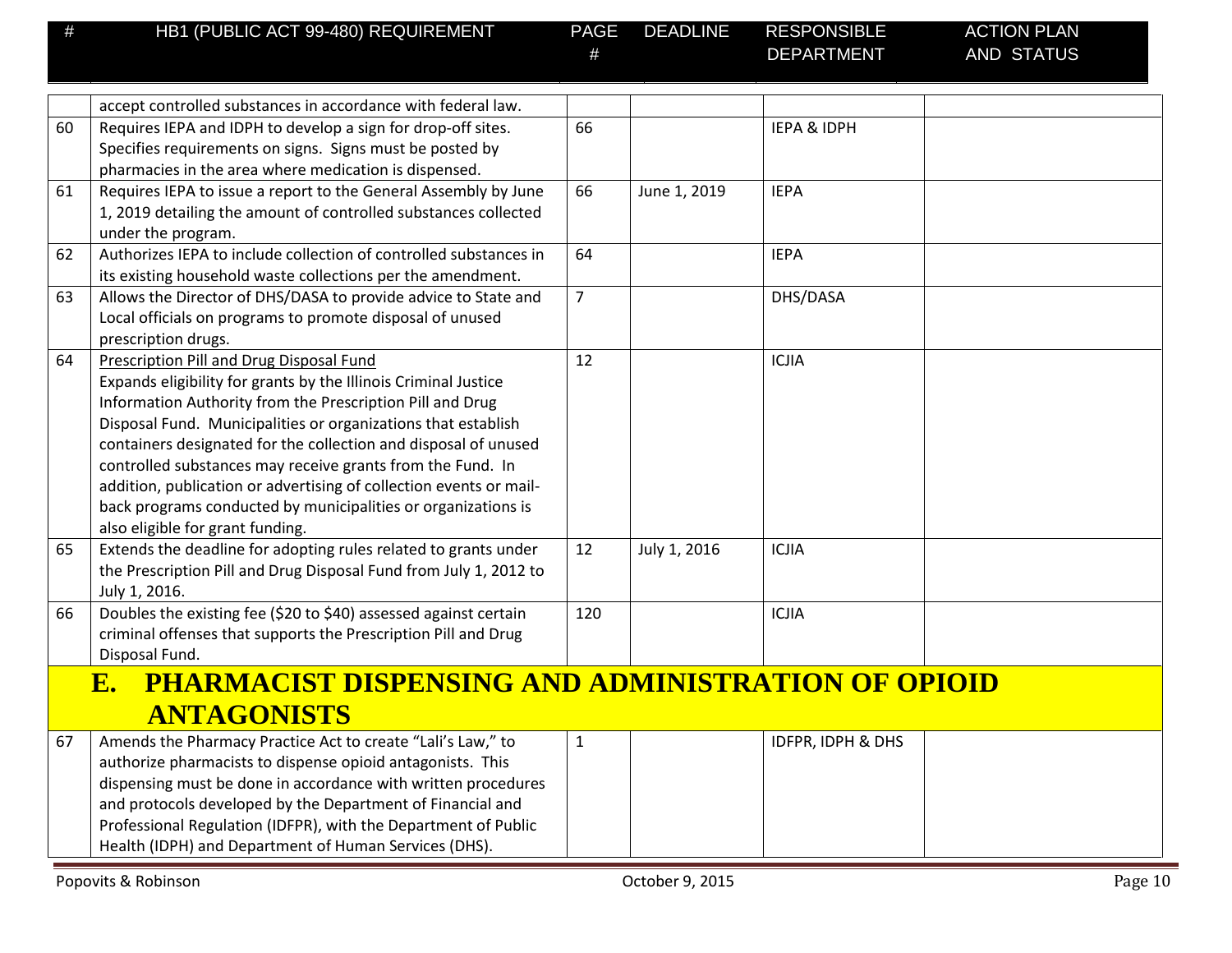| # | HB1 (PUBLIC ACT 99-480) REQUIREMENT | PAGE # | DEADLINE | RESPONSIBLE DEPARTMENT | ACTION PLAN AND STATUS |
|---|---|---|---|---|---|
| | accept controlled substances in accordance with federal law. | | | | |
| 60 | Requires IEPA and IDPH to develop a sign for drop-off sites. Specifies requirements on signs. Signs must be posted by pharmacies in the area where medication is dispensed. | 66 | | IEPA & IDPH | |
| 61 | Requires IEPA to issue a report to the General Assembly by June 1, 2019 detailing the amount of controlled substances collected under the program. | 66 | June 1, 2019 | IEPA | |
| 62 | Authorizes IEPA to include collection of controlled substances in its existing household waste collections per the amendment. | 64 | | IEPA | |
| 63 | Allows the Director of DHS/DASA to provide advice to State and Local officials on programs to promote disposal of unused prescription drugs. | 7 | | DHS/DASA | |
| 64 | <u>Prescription Pill and Drug Disposal Fund</u> Expands eligibility for grants by the Illinois Criminal Justice Information Authority from the Prescription Pill and Drug Disposal Fund. Municipalities or organizations that establish containers designated for the collection and disposal of unused controlled substances may receive grants from the Fund. In addition, publication or advertising of collection events or mail-back programs conducted by municipalities or organizations is also eligible for grant funding. | 12 | | ICJIA | |
| 65 | Extends the deadline for adopting rules related to grants under the Prescription Pill and Drug Disposal Fund from July 1, 2012 to July 1, 2016. | 12 | July 1, 2016 | ICJIA | |
| 66 | Doubles the existing fee ($20 to $40) assessed against certain criminal offenses that supports the Prescription Pill and Drug Disposal Fund. | 120 | | ICJIA | |
| | **E. PHARMACIST DISPENSING AND ADMINISTRATION OF OPIOID ANTAGONISTS** | | | | |
| 67 | Amends the Pharmacy Practice Act to create "Lali's Law," to authorize pharmacists to dispense opioid antagonists. This dispensing must be done in accordance with written procedures and protocols developed by the Department of Financial and Professional Regulation (IDFPR), with the Department of Public Health (IDPH) and Department of Human Services (DHS). | 1 | | IDFPR, IDPH & DHS | |

Popovits & Robinson    October 9, 2015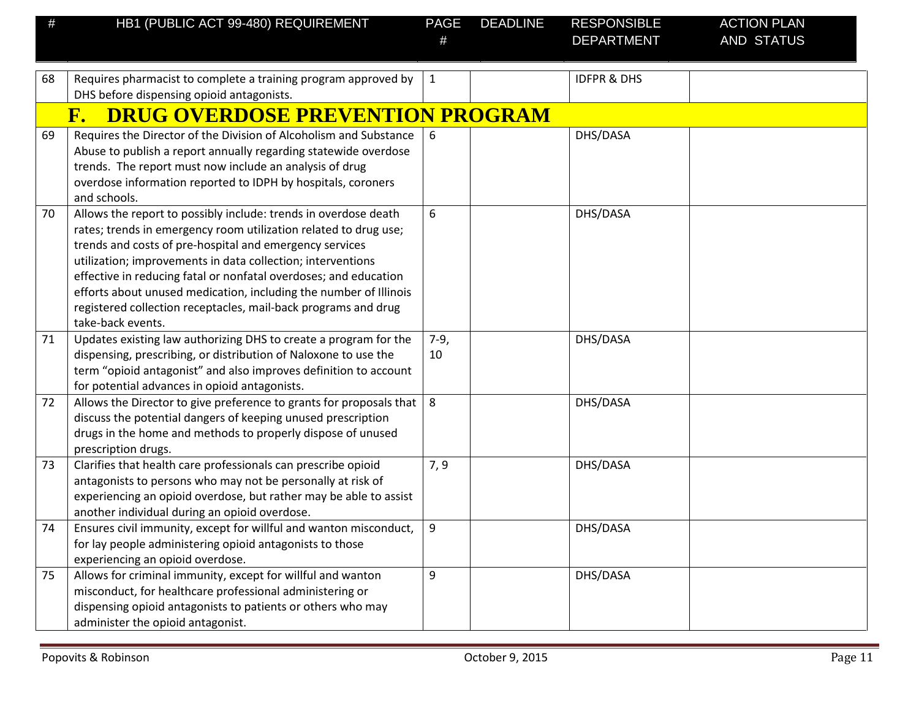| # | HB1 (PUBLIC ACT 99-480) REQUIREMENT | PAGE # | DEADLINE | RESPONSIBLE DEPARTMENT | ACTION PLAN AND STATUS |
|---|---|---|---|---|---|
| 68 | Requires pharmacist to complete a training program approved by DHS before dispensing opioid antagonists. | 1 | | IDFPR & DHS | |
| | **F. DRUG OVERDOSE PREVENTION PROGRAM** | | | | |
| 69 | Requires the Director of the Division of Alcoholism and Substance Abuse to publish a report annually regarding statewide overdose trends. The report must now include an analysis of drug overdose information reported to IDPH by hospitals, coroners and schools. | 6 | | DHS/DASA | |
| 70 | Allows the report to possibly include: trends in overdose death rates; trends in emergency room utilization related to drug use; trends and costs of pre-hospital and emergency services utilization; improvements in data collection; interventions effective in reducing fatal or nonfatal overdoses; and education efforts about unused medication, including the number of Illinois registered collection receptacles, mail-back programs and drug take-back events. | 6 | | DHS/DASA | |
| 71 | Updates existing law authorizing DHS to create a program for the dispensing, prescribing, or distribution of Naloxone to use the term "opioid antagonist" and also improves definition to account for potential advances in opioid antagonists. | 7-9, 10 | | DHS/DASA | |
| 72 | Allows the Director to give preference to grants for proposals that discuss the potential dangers of keeping unused prescription drugs in the home and methods to properly dispose of unused prescription drugs. | 8 | | DHS/DASA | |
| 73 | Clarifies that health care professionals can prescribe opioid antagonists to persons who may not be personally at risk of experiencing an opioid overdose, but rather may be able to assist another individual during an opioid overdose. | 7, 9 | | DHS/DASA | |
| 74 | Ensures civil immunity, except for willful and wanton misconduct, for lay people administering opioid antagonists to those experiencing an opioid overdose. | 9 | | DHS/DASA | |
| 75 | Allows for criminal immunity, except for willful and wanton misconduct, for healthcare professional administering or dispensing opioid antagonists to patients or others who may administer the opioid antagonist. | 9 | | DHS/DASA | |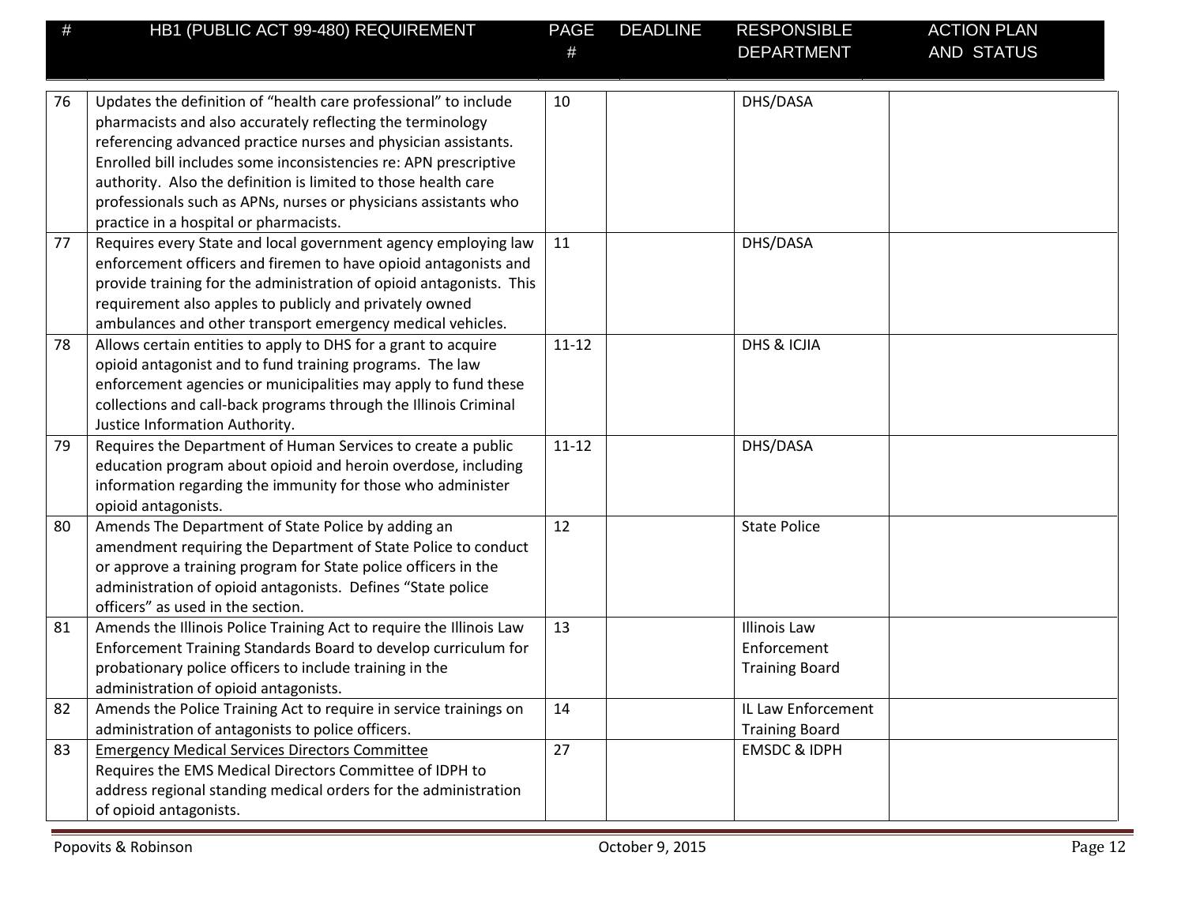| # | HB1 (PUBLIC ACT 99-480) REQUIREMENT | PAGE # | DEADLINE | RESPONSIBLE DEPARTMENT | ACTION PLAN AND STATUS |
|---|---|---|---|---|---|
| 76 | Updates the definition of "health care professional" to include pharmacists and also accurately reflecting the terminology referencing advanced practice nurses and physician assistants. Enrolled bill includes some inconsistencies re: APN prescriptive authority. Also the definition is limited to those health care professionals such as APNs, nurses or physicians assistants who practice in a hospital or pharmacists. | 10 | | DHS/DASA | |
| 77 | Requires every State and local government agency employing law enforcement officers and firemen to have opioid antagonists and provide training for the administration of opioid antagonists. This requirement also apples to publicly and privately owned ambulances and other transport emergency medical vehicles. | 11 | | DHS/DASA | |
| 78 | Allows certain entities to apply to DHS for a grant to acquire opioid antagonist and to fund training programs. The law enforcement agencies or municipalities may apply to fund these collections and call-back programs through the Illinois Criminal Justice Information Authority. | 11-12 | | DHS & ICJIA | |
| 79 | Requires the Department of Human Services to create a public education program about opioid and heroin overdose, including information regarding the immunity for those who administer opioid antagonists. | 11-12 | | DHS/DASA | |
| 80 | Amends The Department of State Police by adding an amendment requiring the Department of State Police to conduct or approve a training program for State police officers in the administration of opioid antagonists. Defines "State police officers" as used in the section. | 12 | | State Police | |
| 81 | Amends the Illinois Police Training Act to require the Illinois Law Enforcement Training Standards Board to develop curriculum for probationary police officers to include training in the administration of opioid antagonists. | 13 | | Illinois Law Enforcement Training Board | |
| 82 | Amends the Police Training Act to require in service trainings on administration of antagonists to police officers. | 14 | | IL Law Enforcement Training Board | |
| 83 | <u>Emergency Medical Services Directors Committee</u> Requires the EMS Medical Directors Committee of IDPH to address regional standing medical orders for the administration of opioid antagonists. | 27 | | EMSDC & IDPH | |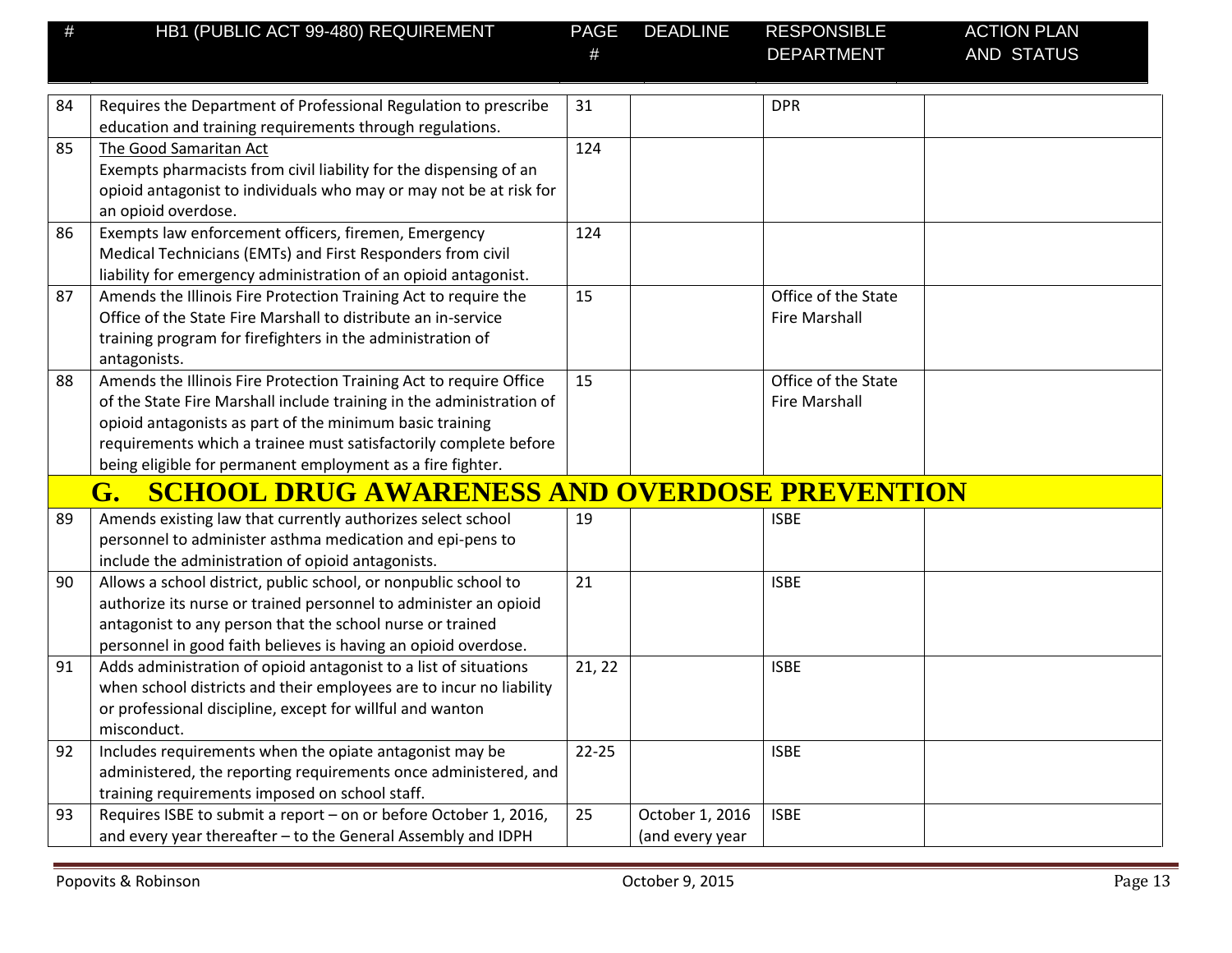| # | HB1 (PUBLIC ACT 99-480) REQUIREMENT | PAGE # | DEADLINE | RESPONSIBLE DEPARTMENT | ACTION PLAN AND STATUS |
|---|---|---|---|---|---|
| 84 | Requires the Department of Professional Regulation to prescribe education and training requirements through regulations. | 31 | | DPR | |
| 85 | The Good Samaritan Act<br>Exempts pharmacists from civil liability for the dispensing of an opioid antagonist to individuals who may or may not be at risk for an opioid overdose. | 124 | | | |
| 86 | Exempts law enforcement officers, firemen, Emergency Medical Technicians (EMTs) and First Responders from civil liability for emergency administration of an opioid antagonist. | 124 | | | |
| 87 | Amends the Illinois Fire Protection Training Act to require the Office of the State Fire Marshall to distribute an in-service training program for firefighters in the administration of antagonists. | 15 | | Office of the State Fire Marshall | |
| 88 | Amends the Illinois Fire Protection Training Act to require Office of the State Fire Marshall include training in the administration of opioid antagonists as part of the minimum basic training requirements which a trainee must satisfactorily complete before being eligible for permanent employment as a fire fighter. | 15 | | Office of the State Fire Marshall | |
| | **G. SCHOOL DRUG AWARENESS AND OVERDOSE PREVENTION** | | | | |
| 89 | Amends existing law that currently authorizes select school personnel to administer asthma medication and epi-pens to include the administration of opioid antagonists. | 19 | | ISBE | |
| 90 | Allows a school district, public school, or nonpublic school to authorize its nurse or trained personnel to administer an opioid antagonist to any person that the school nurse or trained personnel in good faith believes is having an opioid overdose. | 21 | | ISBE | |
| 91 | Adds administration of opioid antagonist to a list of situations when school districts and their employees are to incur no liability or professional discipline, except for willful and wanton misconduct. | 21, 22 | | ISBE | |
| 92 | Includes requirements when the opiate antagonist may be administered, the reporting requirements once administered, and training requirements imposed on school staff. | 22-25 | | ISBE | |
| 93 | Requires ISBE to submit a report – on or before October 1, 2016, and every year thereafter – to the General Assembly and IDPH | 25 | October 1, 2016 (and every year | ISBE | |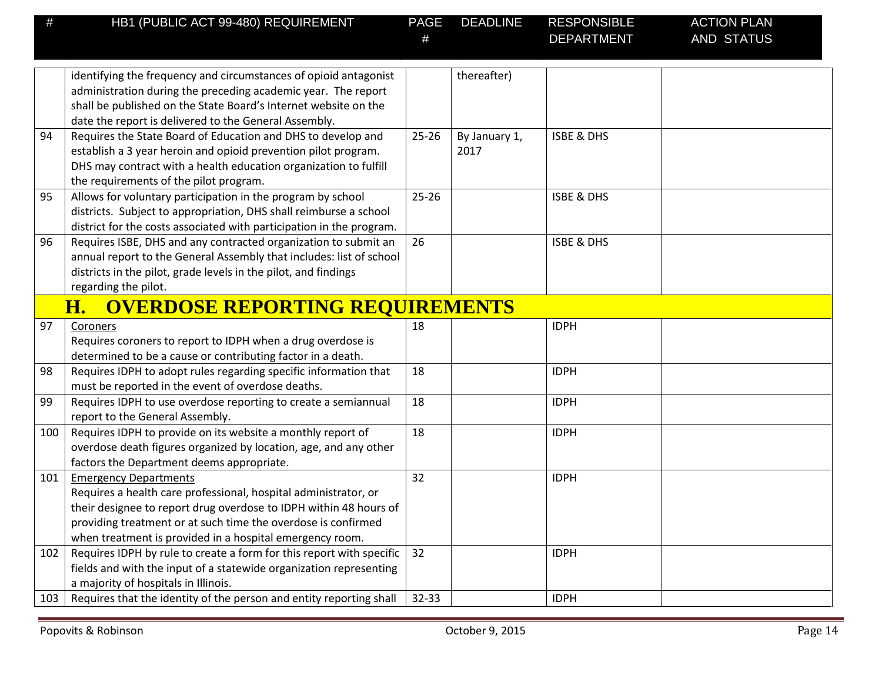| # | HB1 (PUBLIC ACT 99-480) REQUIREMENT | PAGE # | DEADLINE | RESPONSIBLE DEPARTMENT | ACTION PLAN AND STATUS |
|---|---|---|---|---|---|
| | identifying the frequency and circumstances of opioid antagonist administration during the preceding academic year. The report shall be published on the State Board's Internet website on the date the report is delivered to the General Assembly. | | thereafter) | | |
| 94 | Requires the State Board of Education and DHS to develop and establish a 3 year heroin and opioid prevention pilot program. DHS may contract with a health education organization to fulfill the requirements of the pilot program. | 25-26 | By January 1, 2017 | ISBE & DHS | |
| 95 | Allows for voluntary participation in the program by school districts. Subject to appropriation, DHS shall reimburse a school district for the costs associated with participation in the program. | 25-26 | | ISBE & DHS | |
| 96 | Requires ISBE, DHS and any contracted organization to submit an annual report to the General Assembly that includes: list of school districts in the pilot, grade levels in the pilot, and findings regarding the pilot. | 26 | | ISBE & DHS | |
| | **H. OVERDOSE REPORTING REQUIREMENTS** | | | | |
| 97 | Coroners<br>Requires coroners to report to IDPH when a drug overdose is determined to be a cause or contributing factor in a death. | 18 | | IDPH | |
| 98 | Requires IDPH to adopt rules regarding specific information that must be reported in the event of overdose deaths. | 18 | | IDPH | |
| 99 | Requires IDPH to use overdose reporting to create a semiannual report to the General Assembly. | 18 | | IDPH | |
| 100 | Requires IDPH to provide on its website a monthly report of overdose death figures organized by location, age, and any other factors the Department deems appropriate. | 18 | | IDPH | |
| 101 | Emergency Departments<br>Requires a health care professional, hospital administrator, or their designee to report drug overdose to IDPH within 48 hours of providing treatment or at such time the overdose is confirmed when treatment is provided in a hospital emergency room. | 32 | | IDPH | |
| 102 | Requires IDPH by rule to create a form for this report with specific fields and with the input of a statewide organization representing a majority of hospitals in Illinois. | 32 | | IDPH | |
| 103 | Requires that the identity of the person and entity reporting shall | 32-33 | | IDPH | |

Popovits & Robinson October 9, 2015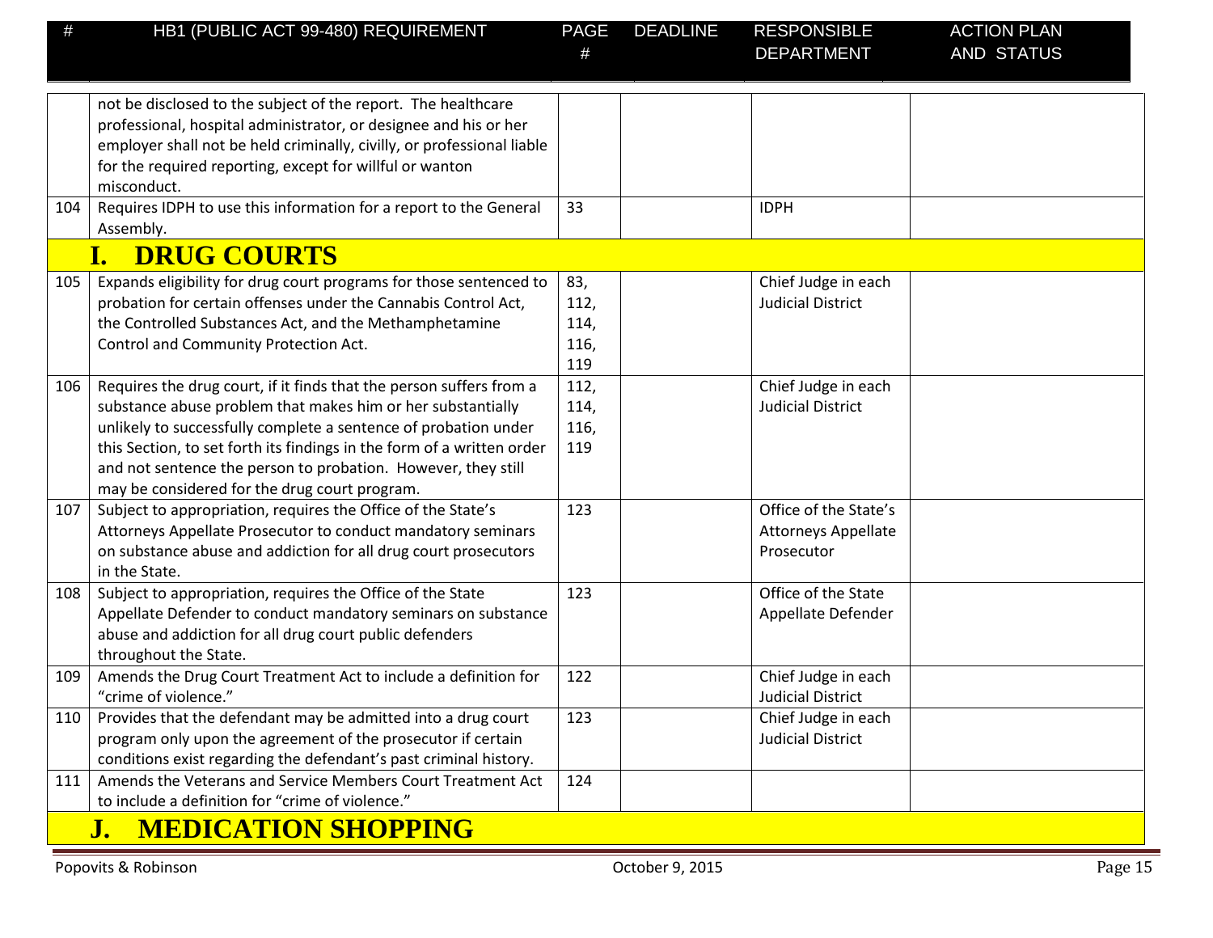| # | HB1 (PUBLIC ACT 99-480) REQUIREMENT | PAGE # | DEADLINE | RESPONSIBLE DEPARTMENT | ACTION PLAN AND STATUS |
|---|---|---|---|---|---|
| | not be disclosed to the subject of the report. The healthcare professional, hospital administrator, or designee and his or her employer shall not be held criminally, civilly, or professional liable for the required reporting, except for willful or wanton misconduct. | | | | |
| 104 | Requires IDPH to use this information for a report to the General Assembly. | 33 | | IDPH | |
| | **I. DRUG COURTS** | | | | |
| 105 | Expands eligibility for drug court programs for those sentenced to probation for certain offenses under the Cannabis Control Act, the Controlled Substances Act, and the Methamphetamine Control and Community Protection Act. | 83, 112, 114, 116, 119 | | Chief Judge in each Judicial District | |
| 106 | Requires the drug court, if it finds that the person suffers from a substance abuse problem that makes him or her substantially unlikely to successfully complete a sentence of probation under this Section, to set forth its findings in the form of a written order and not sentence the person to probation. However, they still may be considered for the drug court program. | 112, 114, 116, 119 | | Chief Judge in each Judicial District | |
| 107 | Subject to appropriation, requires the Office of the State's Attorneys Appellate Prosecutor to conduct mandatory seminars on substance abuse and addiction for all drug court prosecutors in the State. | 123 | | Office of the State's Attorneys Appellate Prosecutor | |
| 108 | Subject to appropriation, requires the Office of the State Appellate Defender to conduct mandatory seminars on substance abuse and addiction for all drug court public defenders throughout the State. | 123 | | Office of the State Appellate Defender | |
| 109 | Amends the Drug Court Treatment Act to include a definition for "crime of violence." | 122 | | Chief Judge in each Judicial District | |
| 110 | Provides that the defendant may be admitted into a drug court program only upon the agreement of the prosecutor if certain conditions exist regarding the defendant's past criminal history. | 123 | | Chief Judge in each Judicial District | |
| 111 | Amends the Veterans and Service Members Court Treatment Act to include a definition for "crime of violence." | 124 | | | |
| | **J. MEDICATION SHOPPING** | | | | |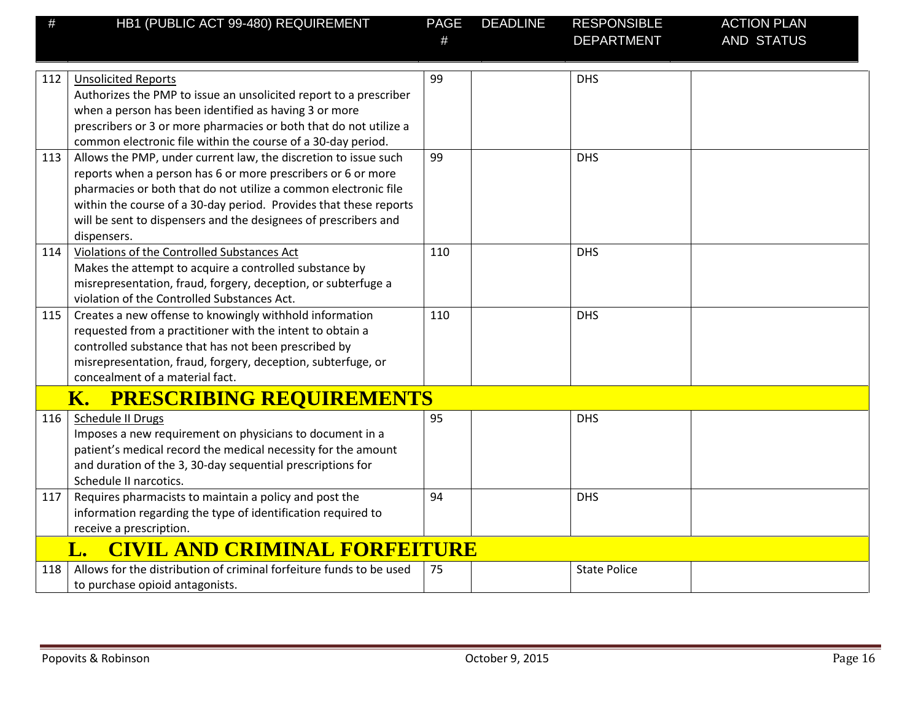| # | HB1 (PUBLIC ACT 99-480) REQUIREMENT | PAGE # | DEADLINE | RESPONSIBLE DEPARTMENT | ACTION PLAN AND STATUS |
|---|---|---|---|---|---|
| 112 | Unsolicited Reports<br>Authorizes the PMP to issue an unsolicited report to a prescriber when a person has been identified as having 3 or more prescribers or 3 or more pharmacies or both that do not utilize a common electronic file within the course of a 30-day period. | 99 | | DHS | |
| 113 | Allows the PMP, under current law, the discretion to issue such reports when a person has 6 or more prescribers or 6 or more pharmacies or both that do not utilize a common electronic file within the course of a 30-day period. Provides that these reports will be sent to dispensers and the designees of prescribers and dispensers. | 99 | | DHS | |
| 114 | Violations of the Controlled Substances Act<br>Makes the attempt to acquire a controlled substance by misrepresentation, fraud, forgery, deception, or subterfuge a violation of the Controlled Substances Act. | 110 | | DHS | |
| 115 | Creates a new offense to knowingly withhold information requested from a practitioner with the intent to obtain a controlled substance that has not been prescribed by misrepresentation, fraud, forgery, deception, subterfuge, or concealment of a material fact. | 110 | | DHS | |
| | **K. PRESCRIBING REQUIREMENTS** | | | | |
| 116 | Schedule II Drugs<br>Imposes a new requirement on physicians to document in a patient's medical record the medical necessity for the amount and duration of the 3, 30-day sequential prescriptions for Schedule II narcotics. | 95 | | DHS | |
| 117 | Requires pharmacists to maintain a policy and post the information regarding the type of identification required to receive a prescription. | 94 | | DHS | |
| | **L. CIVIL AND CRIMINAL FORFEITURE** | | | | |
| 118 | Allows for the distribution of criminal forfeiture funds to be used to purchase opioid antagonists. | 75 | | State Police | |